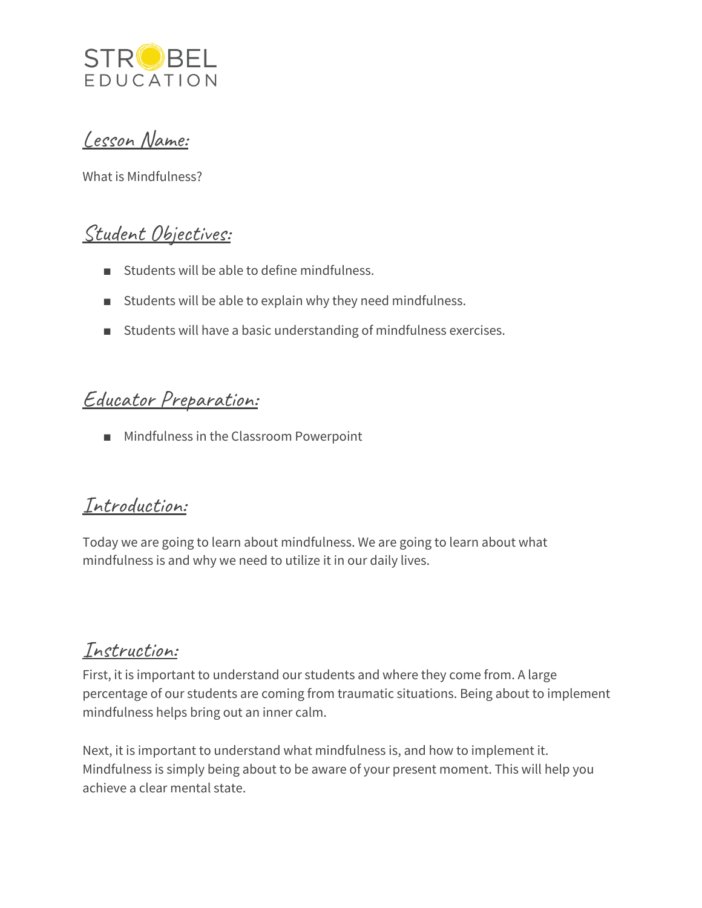STROBEL EDUCATION

## Lesson Name:

What is Mindfulness?

## Student Objectives:

- Students will be able to define mindfulness.
- Students will be able to explain why they need mindfulness.
- Students will have a basic understanding of mindfulness exercises.

## Educator Preparation:

- Mindfulness in the Classroom Powerpoint

## Introduction:

Today we are going to learn about mindfulness. We are going to learn about what mindfulness is and why we need to utilize it in our daily lives.

## Instruction:

First, it is important to understand our students and where they come from. A large percentage of our students are coming from traumatic situations. Being about to implement mindfulness helps bring out an inner calm.

Next, it is important to understand what mindfulness is, and how to implement it. Mindfulness is simply being about to be aware of your present moment. This will help you achieve a clear mental state.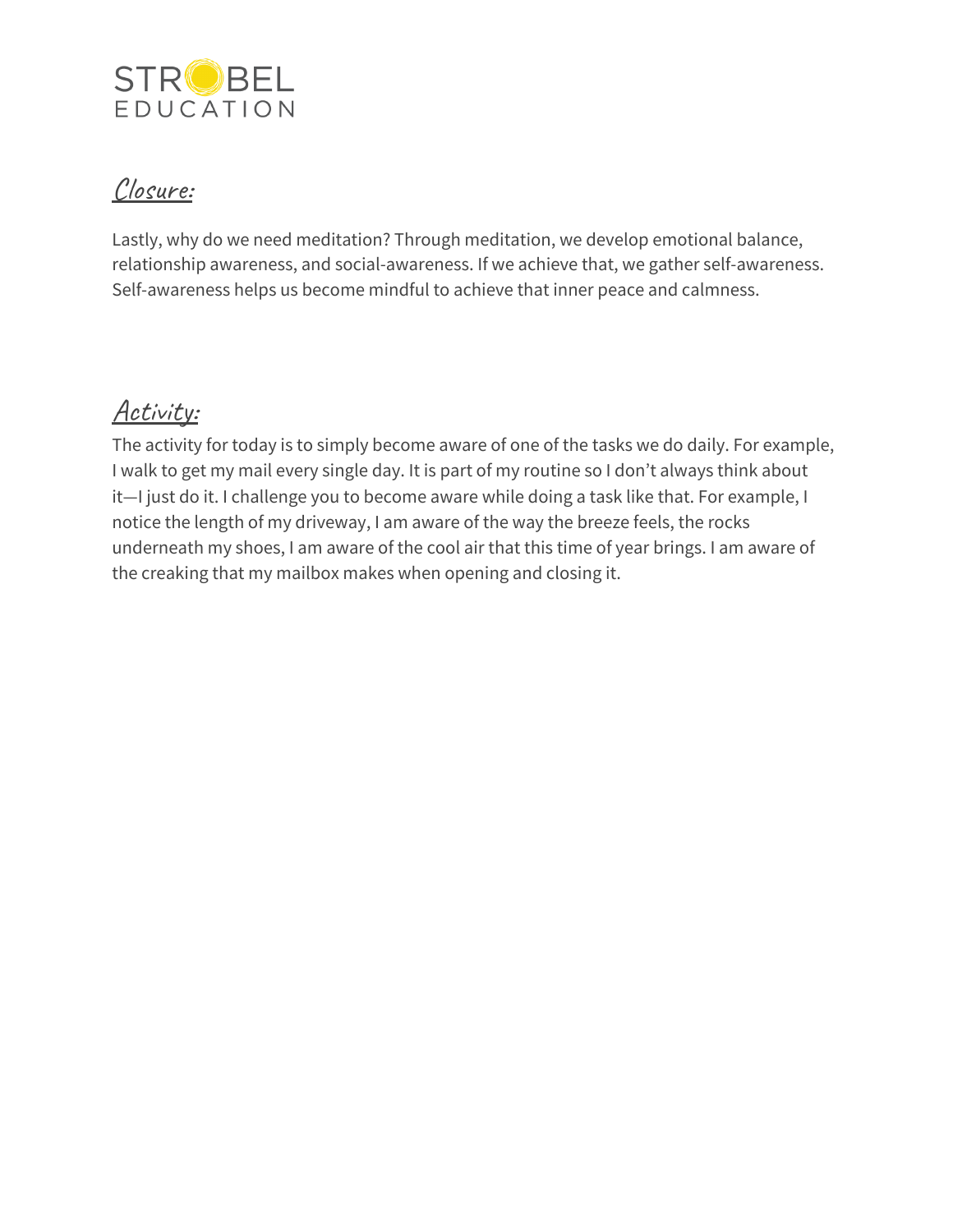## Closure:

Lastly, why do we need meditation? Through meditation, we develop emotional balance, relationship awareness, and social-awareness. If we achieve that, we gather self-awareness. Self-awareness helps us become mindful to achieve that inner peace and calmness.

## Activity:

The activity for today is to simply become aware of one of the tasks we do daily. For example, I walk to get my mail every single day. It is part of my routine so I don't always think about it—I just do it. I challenge you to become aware while doing a task like that. For example, I notice the length of my driveway, I am aware of the way the breeze feels, the rocks underneath my shoes, I am aware of the cool air that this time of year brings. I am aware of the creaking that my mailbox makes when opening and closing it.